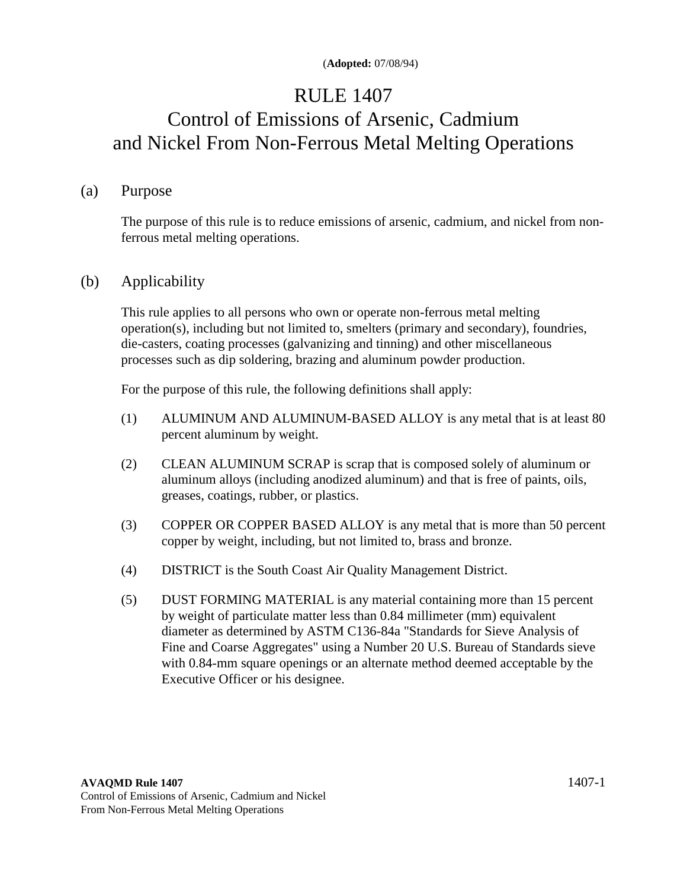(**Adopted:** 07/08/94)

# RULE 1407
# Control of Emissions of Arsenic, Cadmium and Nickel From Non-Ferrous Metal Melting Operations

## (a) Purpose

The purpose of this rule is to reduce emissions of arsenic, cadmium, and nickel from non-ferrous metal melting operations.

## (b) Applicability

This rule applies to all persons who own or operate non-ferrous metal melting operation(s), including but not limited to, smelters (primary and secondary), foundries, die-casters, coating processes (galvanizing and tinning) and other miscellaneous processes such as dip soldering, brazing and aluminum powder production.

For the purpose of this rule, the following definitions shall apply:

(1) ALUMINUM AND ALUMINUM-BASED ALLOY is any metal that is at least 80 percent aluminum by weight.

(2) CLEAN ALUMINUM SCRAP is scrap that is composed solely of aluminum or aluminum alloys (including anodized aluminum) and that is free of paints, oils, greases, coatings, rubber, or plastics.

(3) COPPER OR COPPER BASED ALLOY is any metal that is more than 50 percent copper by weight, including, but not limited to, brass and bronze.

(4) DISTRICT is the South Coast Air Quality Management District.

(5) DUST FORMING MATERIAL is any material containing more than 15 percent by weight of particulate matter less than 0.84 millimeter (mm) equivalent diameter as determined by ASTM C136-84a "Standards for Sieve Analysis of Fine and Coarse Aggregates" using a Number 20 U.S. Bureau of Standards sieve with 0.84-mm square openings or an alternate method deemed acceptable by the Executive Officer or his designee.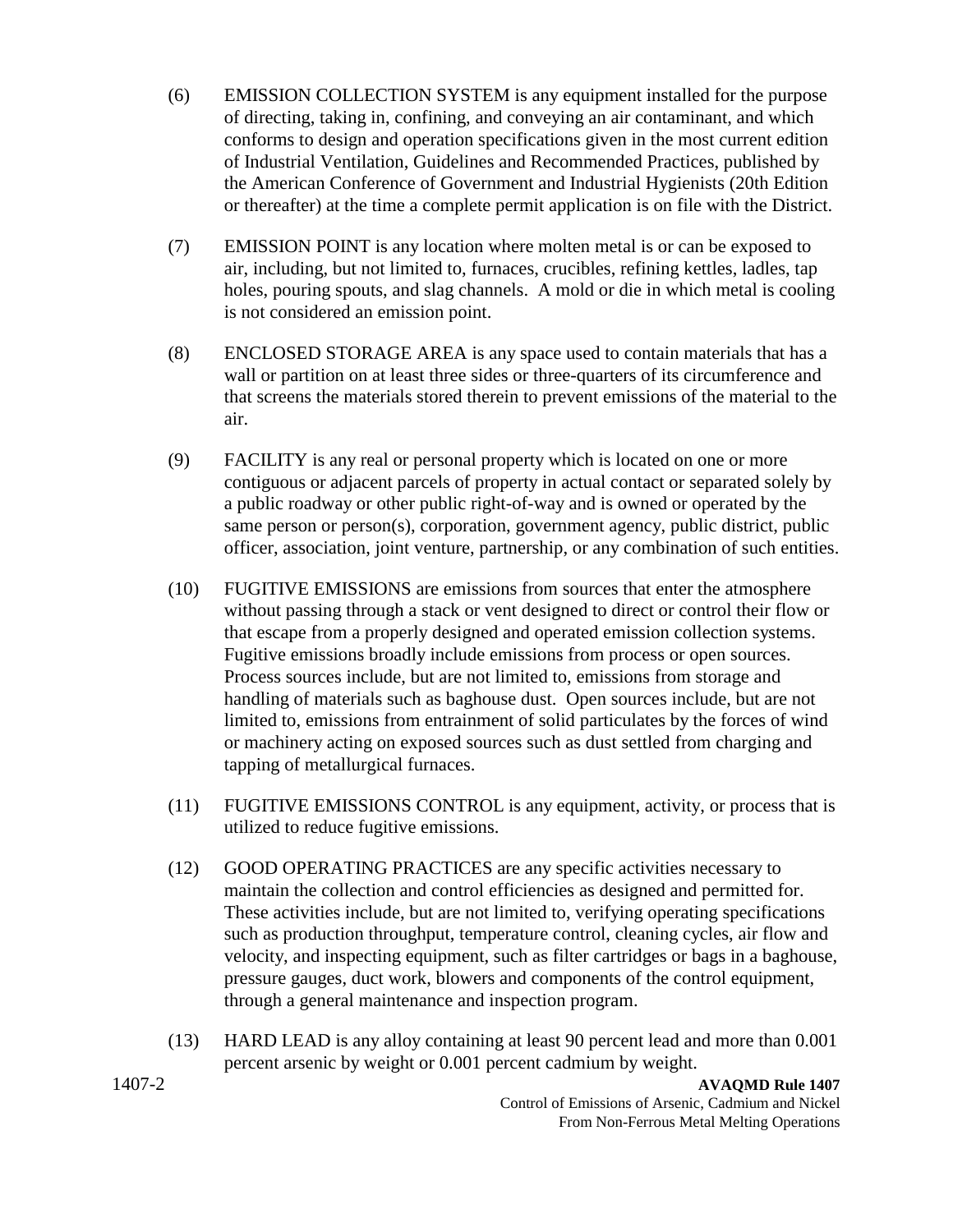(6) EMISSION COLLECTION SYSTEM is any equipment installed for the purpose of directing, taking in, confining, and conveying an air contaminant, and which conforms to design and operation specifications given in the most current edition of Industrial Ventilation, Guidelines and Recommended Practices, published by the American Conference of Government and Industrial Hygienists (20th Edition or thereafter) at the time a complete permit application is on file with the District.

(7) EMISSION POINT is any location where molten metal is or can be exposed to air, including, but not limited to, furnaces, crucibles, refining kettles, ladles, tap holes, pouring spouts, and slag channels. A mold or die in which metal is cooling is not considered an emission point.

(8) ENCLOSED STORAGE AREA is any space used to contain materials that has a wall or partition on at least three sides or three-quarters of its circumference and that screens the materials stored therein to prevent emissions of the material to the air.

(9) FACILITY is any real or personal property which is located on one or more contiguous or adjacent parcels of property in actual contact or separated solely by a public roadway or other public right-of-way and is owned or operated by the same person or person(s), corporation, government agency, public district, public officer, association, joint venture, partnership, or any combination of such entities.

(10) FUGITIVE EMISSIONS are emissions from sources that enter the atmosphere without passing through a stack or vent designed to direct or control their flow or that escape from a properly designed and operated emission collection systems. Fugitive emissions broadly include emissions from process or open sources. Process sources include, but are not limited to, emissions from storage and handling of materials such as baghouse dust. Open sources include, but are not limited to, emissions from entrainment of solid particulates by the forces of wind or machinery acting on exposed sources such as dust settled from charging and tapping of metallurgical furnaces.

(11) FUGITIVE EMISSIONS CONTROL is any equipment, activity, or process that is utilized to reduce fugitive emissions.

(12) GOOD OPERATING PRACTICES are any specific activities necessary to maintain the collection and control efficiencies as designed and permitted for. These activities include, but are not limited to, verifying operating specifications such as production throughput, temperature control, cleaning cycles, air flow and velocity, and inspecting equipment, such as filter cartridges or bags in a baghouse, pressure gauges, duct work, blowers and components of the control equipment, through a general maintenance and inspection program.

(13) HARD LEAD is any alloy containing at least 90 percent lead and more than 0.001 percent arsenic by weight or 0.001 percent cadmium by weight.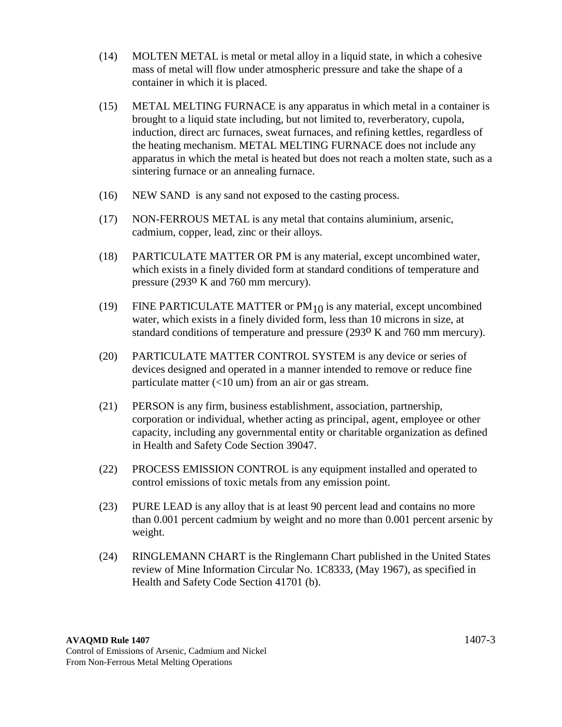(14) MOLTEN METAL is metal or metal alloy in a liquid state, in which a cohesive mass of metal will flow under atmospheric pressure and take the shape of a container in which it is placed.

(15) METAL MELTING FURNACE is any apparatus in which metal in a container is brought to a liquid state including, but not limited to, reverberatory, cupola, induction, direct arc furnaces, sweat furnaces, and refining kettles, regardless of the heating mechanism. METAL MELTING FURNACE does not include any apparatus in which the metal is heated but does not reach a molten state, such as a sintering furnace or an annealing furnace.

(16) NEW SAND is any sand not exposed to the casting process.

(17) NON-FERROUS METAL is any metal that contains aluminium, arsenic, cadmium, copper, lead, zinc or their alloys.

(18) PARTICULATE MATTER OR PM is any material, except uncombined water, which exists in a finely divided form at standard conditions of temperature and pressure ($293^o$ K and 760 mm mercury).

(19) FINE PARTICULATE MATTER or $PM_{10}$ is any material, except uncombined water, which exists in a finely divided form, less than 10 microns in size, at standard conditions of temperature and pressure ($293^o$ K and 760 mm mercury).

(20) PARTICULATE MATTER CONTROL SYSTEM is any device or series of devices designed and operated in a manner intended to remove or reduce fine particulate matter (<10 um) from an air or gas stream.

(21) PERSON is any firm, business establishment, association, partnership, corporation or individual, whether acting as principal, agent, employee or other capacity, including any governmental entity or charitable organization as defined in Health and Safety Code Section 39047.

(22) PROCESS EMISSION CONTROL is any equipment installed and operated to control emissions of toxic metals from any emission point.

(23) PURE LEAD is any alloy that is at least 90 percent lead and contains no more than 0.001 percent cadmium by weight and no more than 0.001 percent arsenic by weight.

(24) RINGLEMANN CHART is the Ringlemann Chart published in the United States review of Mine Information Circular No. 1C8333, (May 1967), as specified in Health and Safety Code Section 41701 (b).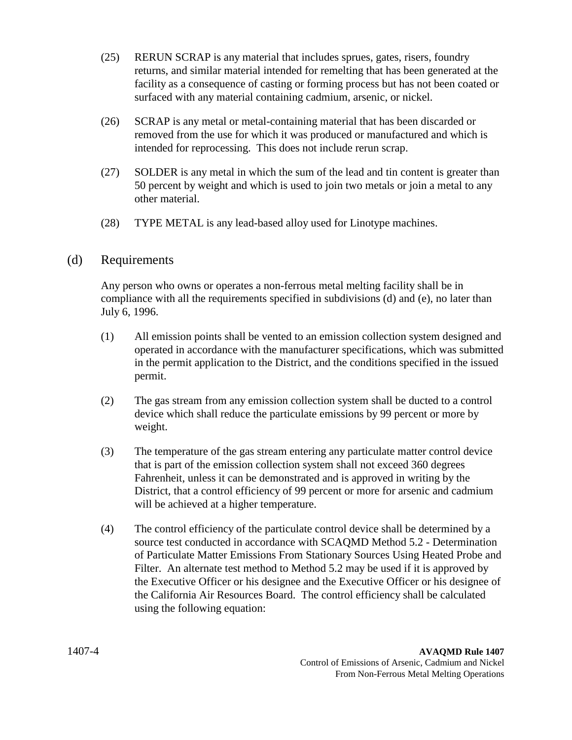(25) RERUN SCRAP is any material that includes sprues, gates, risers, foundry returns, and similar material intended for remelting that has been generated at the facility as a consequence of casting or forming process but has not been coated or surfaced with any material containing cadmium, arsenic, or nickel.

(26) SCRAP is any metal or metal-containing material that has been discarded or removed from the use for which it was produced or manufactured and which is intended for reprocessing. This does not include rerun scrap.

(27) SOLDER is any metal in which the sum of the lead and tin content is greater than 50 percent by weight and which is used to join two metals or join a metal to any other material.

(28) TYPE METAL is any lead-based alloy used for Linotype machines.

## (d) Requirements

Any person who owns or operates a non-ferrous metal melting facility shall be in compliance with all the requirements specified in subdivisions (d) and (e), no later than July 6, 1996.

(1) All emission points shall be vented to an emission collection system designed and operated in accordance with the manufacturer specifications, which was submitted in the permit application to the District, and the conditions specified in the issued permit.

(2) The gas stream from any emission collection system shall be ducted to a control device which shall reduce the particulate emissions by 99 percent or more by weight.

(3) The temperature of the gas stream entering any particulate matter control device that is part of the emission collection system shall not exceed 360 degrees Fahrenheit, unless it can be demonstrated and is approved in writing by the District, that a control efficiency of 99 percent or more for arsenic and cadmium will be achieved at a higher temperature.

(4) The control efficiency of the particulate control device shall be determined by a source test conducted in accordance with SCAQMD Method 5.2 - Determination of Particulate Matter Emissions From Stationary Sources Using Heated Probe and Filter. An alternate test method to Method 5.2 may be used if it is approved by the Executive Officer or his designee and the Executive Officer or his designee of the California Air Resources Board. The control efficiency shall be calculated using the following equation: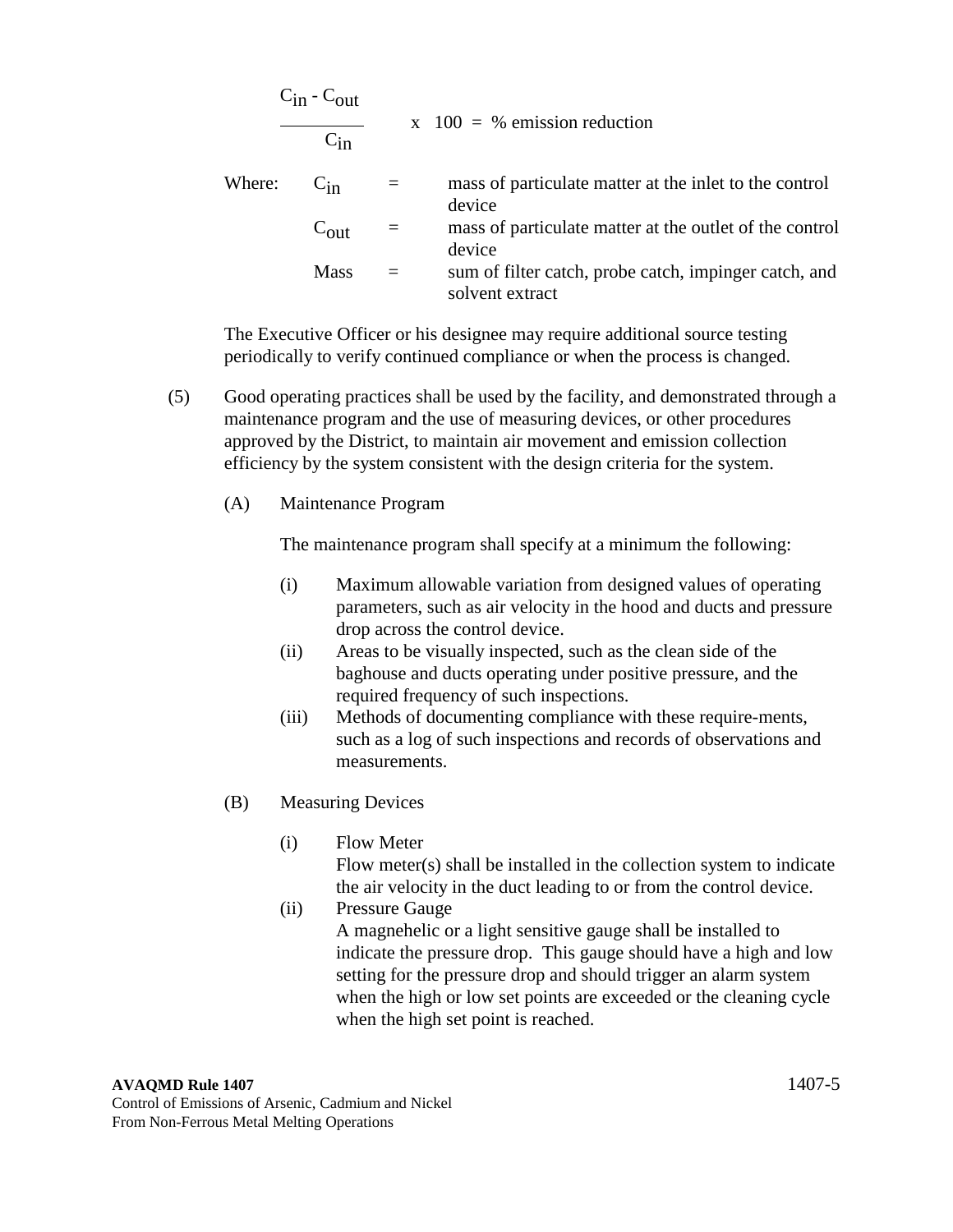$$\frac{C_{in} - C_{out}}{C_{in}} \times 100 = \% \text{ emission reduction}$$

Where:

- $C_{in}$ = mass of particulate matter at the inlet to the control device
- $C_{out}$ = mass of particulate matter at the outlet of the control device
- Mass = sum of filter catch, probe catch, impinger catch, and solvent extract

The Executive Officer or his designee may require additional source testing periodically to verify continued compliance or when the process is changed.

(5) Good operating practices shall be used by the facility, and demonstrated through a maintenance program and the use of measuring devices, or other procedures approved by the District, to maintain air movement and emission collection efficiency by the system consistent with the design criteria for the system.

(A) Maintenance Program

The maintenance program shall specify at a minimum the following:

(i) Maximum allowable variation from designed values of operating parameters, such as air velocity in the hood and ducts and pressure drop across the control device.

(ii) Areas to be visually inspected, such as the clean side of the baghouse and ducts operating under positive pressure, and the required frequency of such inspections.

(iii) Methods of documenting compliance with these require-ments, such as a log of such inspections and records of observations and measurements.

(B) Measuring Devices

(i) Flow Meter
Flow meter(s) shall be installed in the collection system to indicate the air velocity in the duct leading to or from the control device.

(ii) Pressure Gauge
A magnehelic or a light sensitive gauge shall be installed to indicate the pressure drop. This gauge should have a high and low setting for the pressure drop and should trigger an alarm system when the high or low set points are exceeded or the cleaning cycle when the high set point is reached.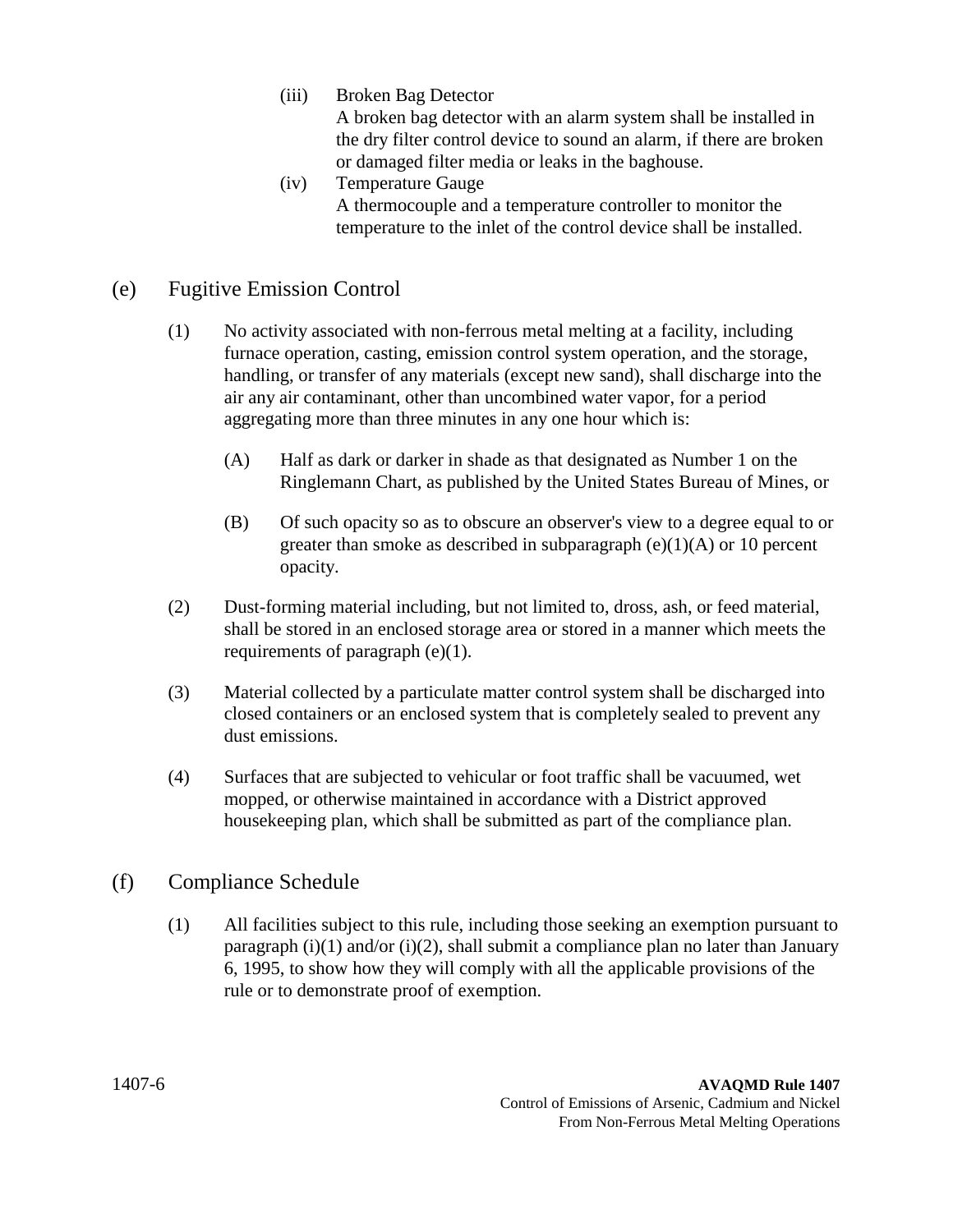(iii) Broken Bag Detector
A broken bag detector with an alarm system shall be installed in the dry filter control device to sound an alarm, if there are broken or damaged filter media or leaks in the baghouse.

(iv) Temperature Gauge
A thermocouple and a temperature controller to monitor the temperature to the inlet of the control device shall be installed.

## (e) Fugitive Emission Control

(1) No activity associated with non-ferrous metal melting at a facility, including furnace operation, casting, emission control system operation, and the storage, handling, or transfer of any materials (except new sand), shall discharge into the air any air contaminant, other than uncombined water vapor, for a period aggregating more than three minutes in any one hour which is:

(A) Half as dark or darker in shade as that designated as Number 1 on the Ringlemann Chart, as published by the United States Bureau of Mines, or

(B) Of such opacity so as to obscure an observer's view to a degree equal to or greater than smoke as described in subparagraph (e)(1)(A) or 10 percent opacity.

(2) Dust-forming material including, but not limited to, dross, ash, or feed material, shall be stored in an enclosed storage area or stored in a manner which meets the requirements of paragraph (e)(1).

(3) Material collected by a particulate matter control system shall be discharged into closed containers or an enclosed system that is completely sealed to prevent any dust emissions.

(4) Surfaces that are subjected to vehicular or foot traffic shall be vacuumed, wet mopped, or otherwise maintained in accordance with a District approved housekeeping plan, which shall be submitted as part of the compliance plan.

## (f) Compliance Schedule

(1) All facilities subject to this rule, including those seeking an exemption pursuant to paragraph (i)(1) and/or (i)(2), shall submit a compliance plan no later than January 6, 1995, to show how they will comply with all the applicable provisions of the rule or to demonstrate proof of exemption.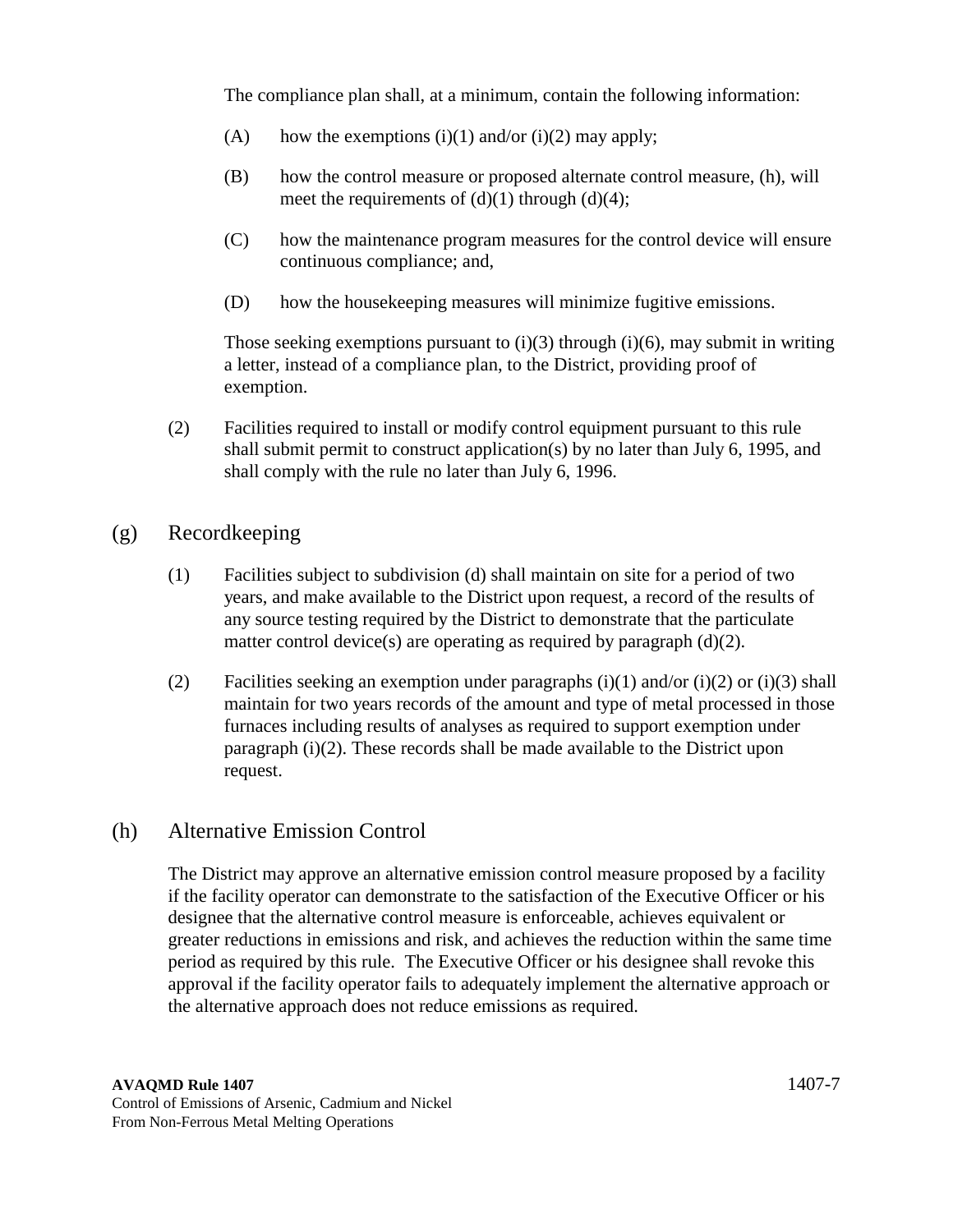The compliance plan shall, at a minimum, contain the following information:

(A) how the exemptions (i)(1) and/or (i)(2) may apply;

(B) how the control measure or proposed alternate control measure, (h), will meet the requirements of (d)(1) through (d)(4);

(C) how the maintenance program measures for the control device will ensure continuous compliance; and,

(D) how the housekeeping measures will minimize fugitive emissions.

Those seeking exemptions pursuant to (i)(3) through (i)(6), may submit in writing a letter, instead of a compliance plan, to the District, providing proof of exemption.

(2) Facilities required to install or modify control equipment pursuant to this rule shall submit permit to construct application(s) by no later than July 6, 1995, and shall comply with the rule no later than July 6, 1996.

## (g) Recordkeeping

(1) Facilities subject to subdivision (d) shall maintain on site for a period of two years, and make available to the District upon request, a record of the results of any source testing required by the District to demonstrate that the particulate matter control device(s) are operating as required by paragraph (d)(2).

(2) Facilities seeking an exemption under paragraphs (i)(1) and/or (i)(2) or (i)(3) shall maintain for two years records of the amount and type of metal processed in those furnaces including results of analyses as required to support exemption under paragraph (i)(2). These records shall be made available to the District upon request.

## (h) Alternative Emission Control

The District may approve an alternative emission control measure proposed by a facility if the facility operator can demonstrate to the satisfaction of the Executive Officer or his designee that the alternative control measure is enforceable, achieves equivalent or greater reductions in emissions and risk, and achieves the reduction within the same time period as required by this rule. The Executive Officer or his designee shall revoke this approval if the facility operator fails to adequately implement the alternative approach or the alternative approach does not reduce emissions as required.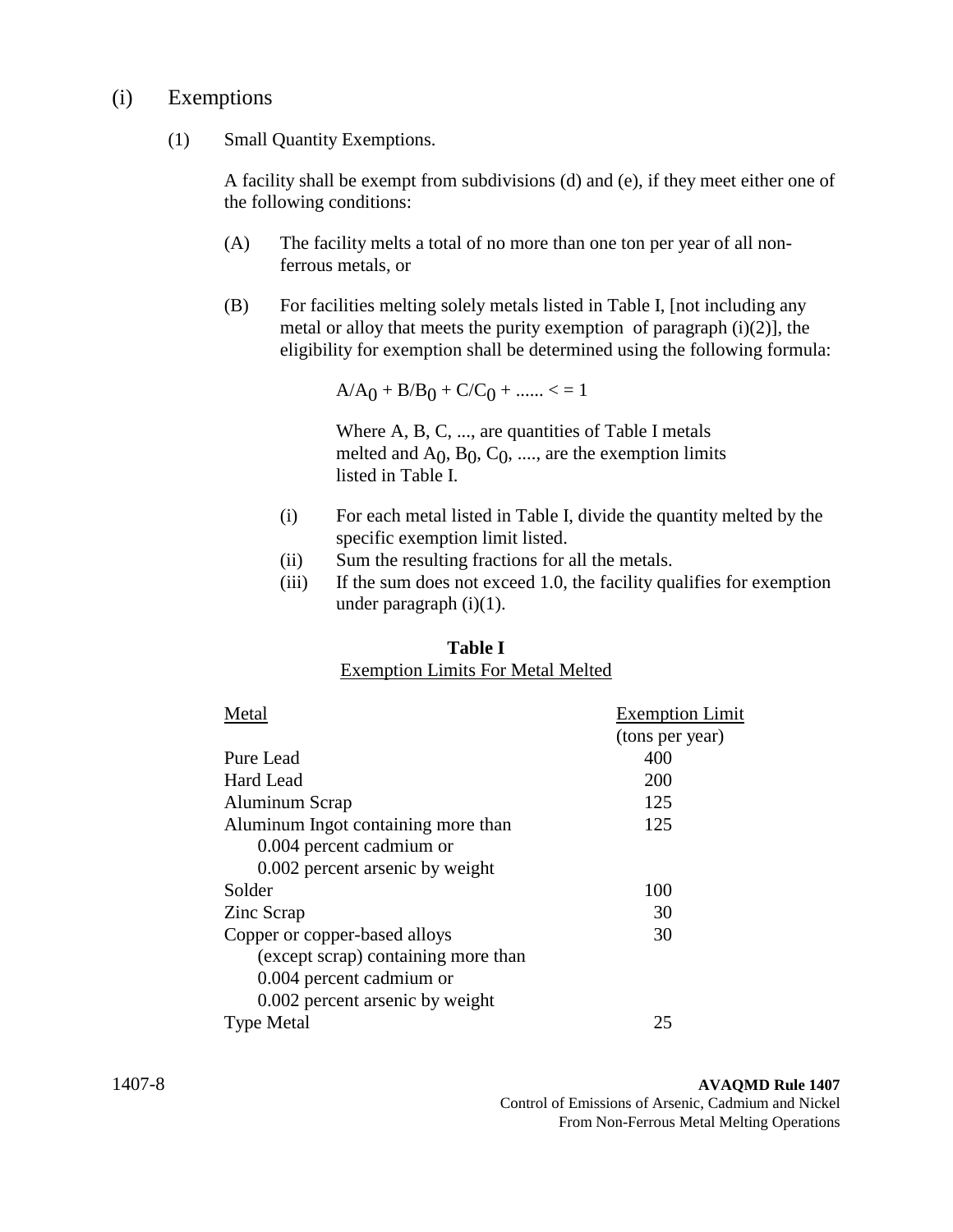## (i) Exemptions

(1) Small Quantity Exemptions.

A facility shall be exempt from subdivisions (d) and (e), if they meet either one of the following conditions:

(A) The facility melts a total of no more than one ton per year of all non-ferrous metals, or

(B) For facilities melting solely metals listed in Table I, [not including any metal or alloy that meets the purity exemption of paragraph (i)(2)], the eligibility for exemption shall be determined using the following formula:

$$A/A_0 + B/B_0 + C/C_0 + ...... <= 1$$

Where A, B, C, ..., are quantities of Table I metals melted and $A_0$, $B_0$, $C_0$, ...., are the exemption limits listed in Table I.

(i) For each metal listed in Table I, divide the quantity melted by the specific exemption limit listed.

(ii) Sum the resulting fractions for all the metals.

(iii) If the sum does not exceed 1.0, the facility qualifies for exemption under paragraph (i)(1).

**Table I**

Exemption Limits For Metal Melted

| Metal | Exemption Limit (tons per year) |
|---|---|
| Pure Lead | 400 |
| Hard Lead | 200 |
| Aluminum Scrap | 125 |
| Aluminum Ingot containing more than 0.004 percent cadmium or 0.002 percent arsenic by weight | 125 |
| Solder | 100 |
| Zinc Scrap | 30 |
| Copper or copper-based alloys (except scrap) containing more than 0.004 percent cadmium or 0.002 percent arsenic by weight | 30 |
| Type Metal | 25 |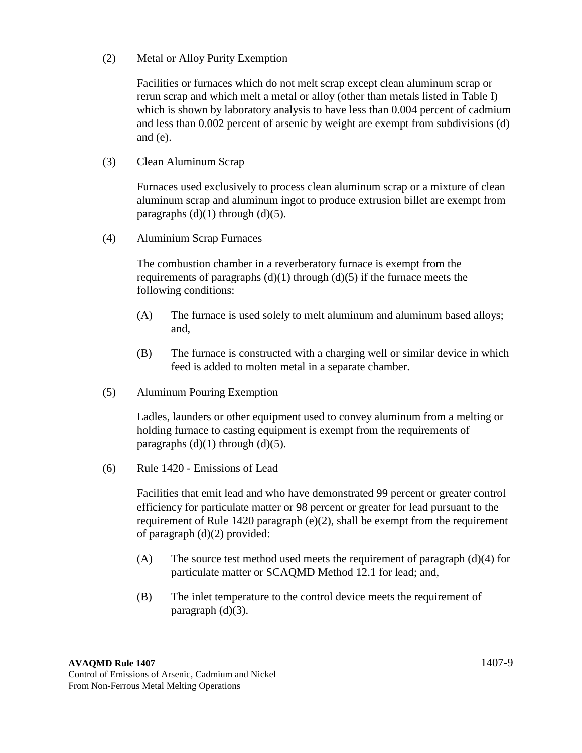(2) Metal or Alloy Purity Exemption

Facilities or furnaces which do not melt scrap except clean aluminum scrap or rerun scrap and which melt a metal or alloy (other than metals listed in Table I) which is shown by laboratory analysis to have less than 0.004 percent of cadmium and less than 0.002 percent of arsenic by weight are exempt from subdivisions (d) and (e).

(3) Clean Aluminum Scrap

Furnaces used exclusively to process clean aluminum scrap or a mixture of clean aluminum scrap and aluminum ingot to produce extrusion billet are exempt from paragraphs (d)(1) through (d)(5).

(4) Aluminium Scrap Furnaces

The combustion chamber in a reverberatory furnace is exempt from the requirements of paragraphs (d)(1) through (d)(5) if the furnace meets the following conditions:

(A) The furnace is used solely to melt aluminum and aluminum based alloys; and,

(B) The furnace is constructed with a charging well or similar device in which feed is added to molten metal in a separate chamber.

(5) Aluminum Pouring Exemption

Ladles, launders or other equipment used to convey aluminum from a melting or holding furnace to casting equipment is exempt from the requirements of paragraphs (d)(1) through (d)(5).

(6) Rule 1420 - Emissions of Lead

Facilities that emit lead and who have demonstrated 99 percent or greater control efficiency for particulate matter or 98 percent or greater for lead pursuant to the requirement of Rule 1420 paragraph (e)(2), shall be exempt from the requirement of paragraph (d)(2) provided:

(A) The source test method used meets the requirement of paragraph (d)(4) for particulate matter or SCAQMD Method 12.1 for lead; and,

(B) The inlet temperature to the control device meets the requirement of paragraph (d)(3).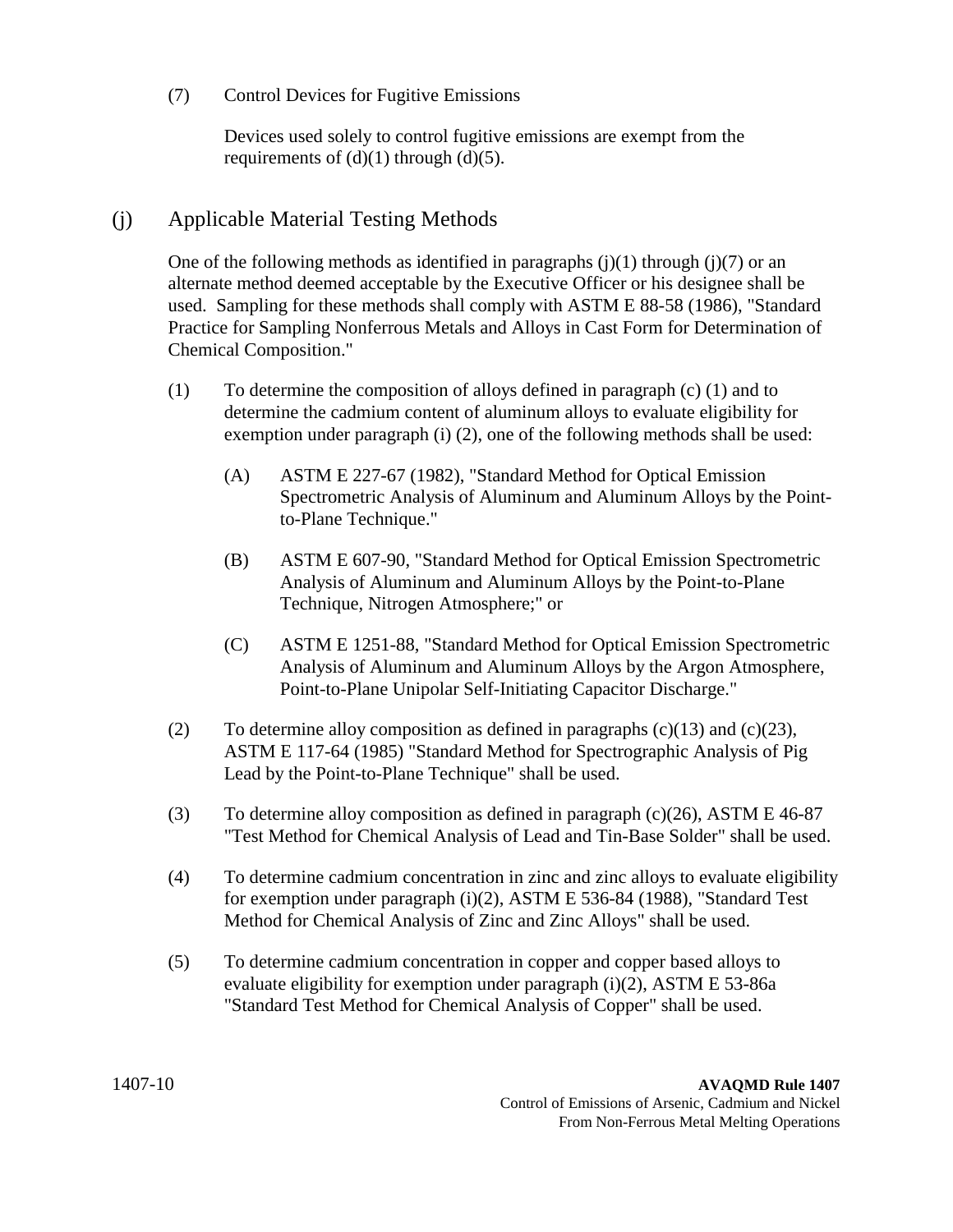(7) Control Devices for Fugitive Emissions

Devices used solely to control fugitive emissions are exempt from the requirements of (d)(1) through (d)(5).

## (j) Applicable Material Testing Methods

One of the following methods as identified in paragraphs (j)(1) through (j)(7) or an alternate method deemed acceptable by the Executive Officer or his designee shall be used. Sampling for these methods shall comply with ASTM E 88-58 (1986), "Standard Practice for Sampling Nonferrous Metals and Alloys in Cast Form for Determination of Chemical Composition."

(1) To determine the composition of alloys defined in paragraph (c) (1) and to determine the cadmium content of aluminum alloys to evaluate eligibility for exemption under paragraph (i) (2), one of the following methods shall be used:

(A) ASTM E 227-67 (1982), "Standard Method for Optical Emission Spectrometric Analysis of Aluminum and Aluminum Alloys by the Point-to-Plane Technique."

(B) ASTM E 607-90, "Standard Method for Optical Emission Spectrometric Analysis of Aluminum and Aluminum Alloys by the Point-to-Plane Technique, Nitrogen Atmosphere;" or

(C) ASTM E 1251-88, "Standard Method for Optical Emission Spectrometric Analysis of Aluminum and Aluminum Alloys by the Argon Atmosphere, Point-to-Plane Unipolar Self-Initiating Capacitor Discharge."

(2) To determine alloy composition as defined in paragraphs (c)(13) and (c)(23), ASTM E 117-64 (1985) "Standard Method for Spectrographic Analysis of Pig Lead by the Point-to-Plane Technique" shall be used.

(3) To determine alloy composition as defined in paragraph (c)(26), ASTM E 46-87 "Test Method for Chemical Analysis of Lead and Tin-Base Solder" shall be used.

(4) To determine cadmium concentration in zinc and zinc alloys to evaluate eligibility for exemption under paragraph (i)(2), ASTM E 536-84 (1988), "Standard Test Method for Chemical Analysis of Zinc and Zinc Alloys" shall be used.

(5) To determine cadmium concentration in copper and copper based alloys to evaluate eligibility for exemption under paragraph (i)(2), ASTM E 53-86a "Standard Test Method for Chemical Analysis of Copper" shall be used.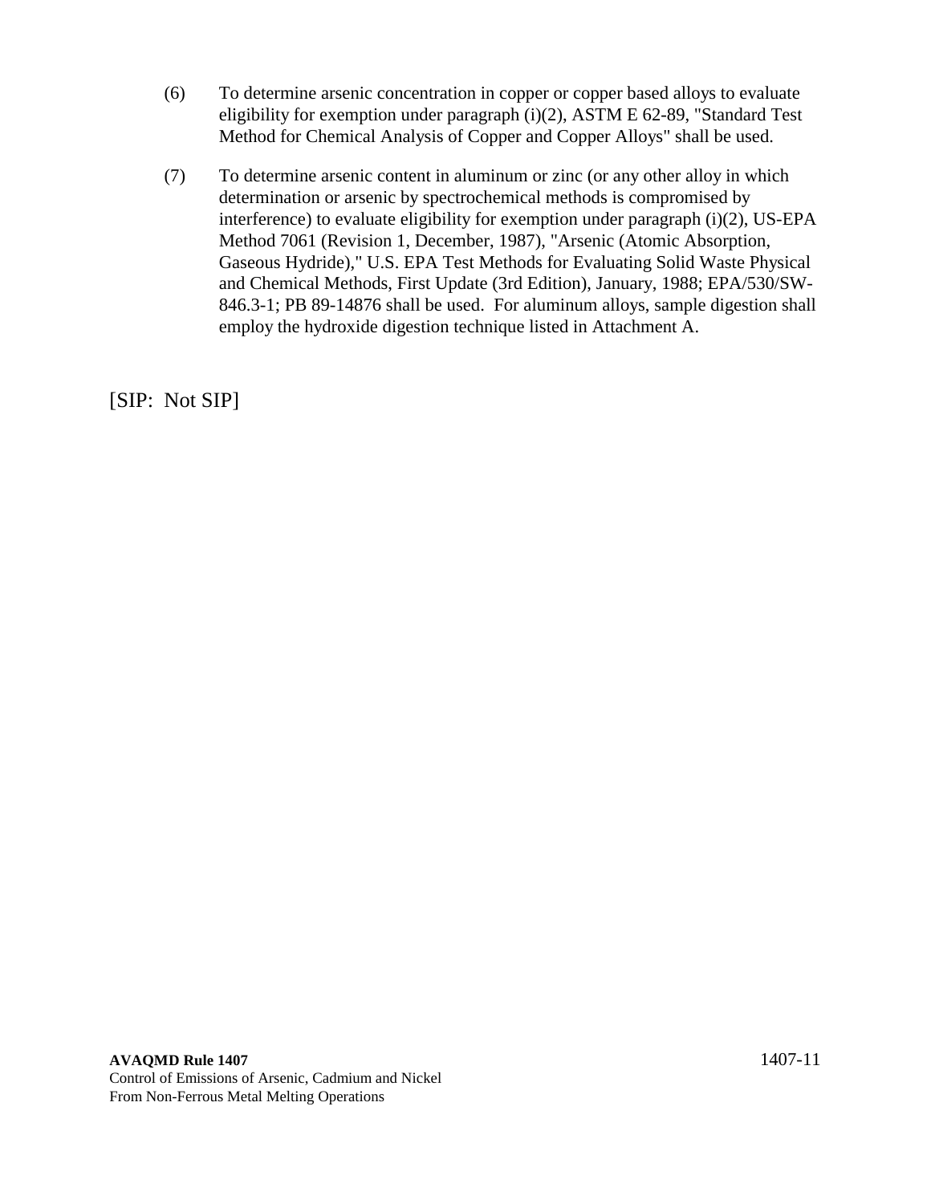(6) To determine arsenic concentration in copper or copper based alloys to evaluate eligibility for exemption under paragraph (i)(2), ASTM E 62-89, "Standard Test Method for Chemical Analysis of Copper and Copper Alloys" shall be used.

(7) To determine arsenic content in aluminum or zinc (or any other alloy in which determination or arsenic by spectrochemical methods is compromised by interference) to evaluate eligibility for exemption under paragraph (i)(2), US-EPA Method 7061 (Revision 1, December, 1987), "Arsenic (Atomic Absorption, Gaseous Hydride)," U.S. EPA Test Methods for Evaluating Solid Waste Physical and Chemical Methods, First Update (3rd Edition), January, 1988; EPA/530/SW-846.3-1; PB 89-14876 shall be used. For aluminum alloys, sample digestion shall employ the hydroxide digestion technique listed in Attachment A.

[SIP: Not SIP]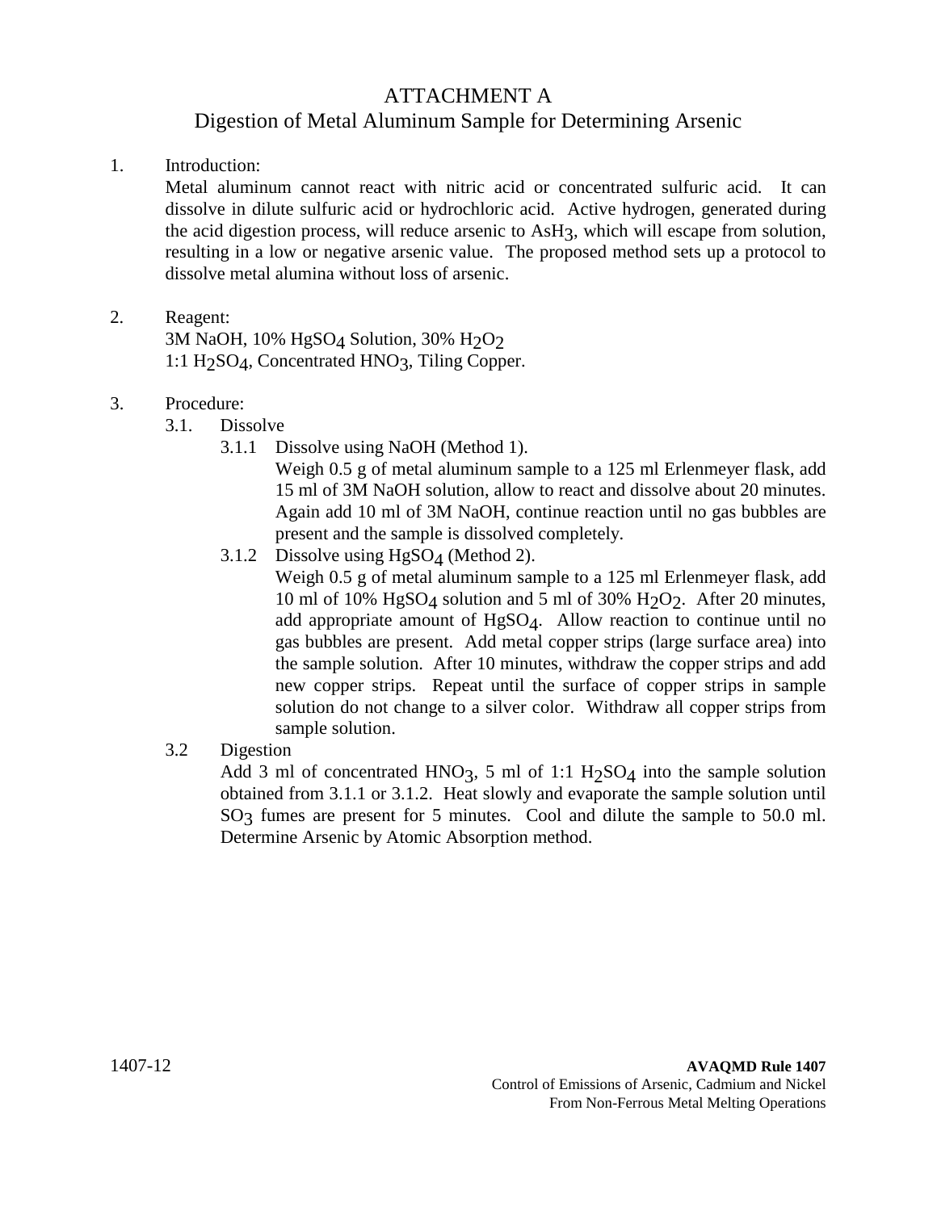# ATTACHMENT A
## Digestion of Metal Aluminum Sample for Determining Arsenic

1. Introduction:
   Metal aluminum cannot react with nitric acid or concentrated sulfuric acid. It can dissolve in dilute sulfuric acid or hydrochloric acid. Active hydrogen, generated during the acid digestion process, will reduce arsenic to $AsH_3$, which will escape from solution, resulting in a low or negative arsenic value. The proposed method sets up a protocol to dissolve metal alumina without loss of arsenic.

2. Reagent:
   3M NaOH, 10% $HgSO_4$ Solution, 30% $H_2O_2$
   1:1 $H_2SO_4$, Concentrated $HNO_3$, Tiling Copper.

3. Procedure:
   - 3.1. Dissolve
     - 3.1.1 Dissolve using NaOH (Method 1).
       Weigh 0.5 g of metal aluminum sample to a 125 ml Erlenmeyer flask, add 15 ml of 3M NaOH solution, allow to react and dissolve about 20 minutes. Again add 10 ml of 3M NaOH, continue reaction until no gas bubbles are present and the sample is dissolved completely.
     - 3.1.2 Dissolve using $HgSO_4$ (Method 2).
       Weigh 0.5 g of metal aluminum sample to a 125 ml Erlenmeyer flask, add 10 ml of 10% $HgSO_4$ solution and 5 ml of 30% $H_2O_2$. After 20 minutes, add appropriate amount of $HgSO_4$. Allow reaction to continue until no gas bubbles are present. Add metal copper strips (large surface area) into the sample solution. After 10 minutes, withdraw the copper strips and add new copper strips. Repeat until the surface of copper strips in sample solution do not change to a silver color. Withdraw all copper strips from sample solution.
   - 3.2 Digestion
     Add 3 ml of concentrated $HNO_3$, 5 ml of 1:1 $H_2SO_4$ into the sample solution obtained from 3.1.1 or 3.1.2. Heat slowly and evaporate the sample solution until $SO_3$ fumes are present for 5 minutes. Cool and dilute the sample to 50.0 ml. Determine Arsenic by Atomic Absorption method.